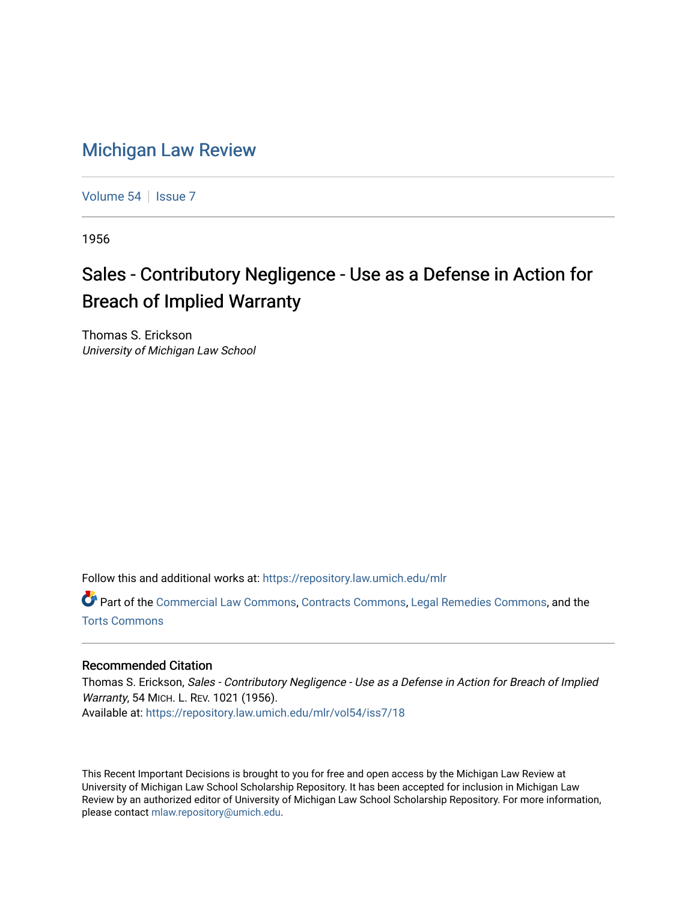# Michigan Law Review

Volume 54 | Issue 7

1956

## Sales - Contributory Negligence - Use as a Defense in Action for Breach of Implied Warranty

Thomas S. Erickson
*University of Michigan Law School*

Follow this and additional works at: https://repository.law.umich.edu/mlr

Part of the Commercial Law Commons, Contracts Commons, Legal Remedies Commons, and the Torts Commons

### Recommended Citation

Thomas S. Erickson, *Sales - Contributory Negligence - Use as a Defense in Action for Breach of Implied Warranty*, 54 MICH. L. REV. 1021 (1956).
Available at: https://repository.law.umich.edu/mlr/vol54/iss7/18

This Recent Important Decisions is brought to you for free and open access by the Michigan Law Review at University of Michigan Law School Scholarship Repository. It has been accepted for inclusion in Michigan Law Review by an authorized editor of University of Michigan Law School Scholarship Repository. For more information, please contact mlaw.repository@umich.edu.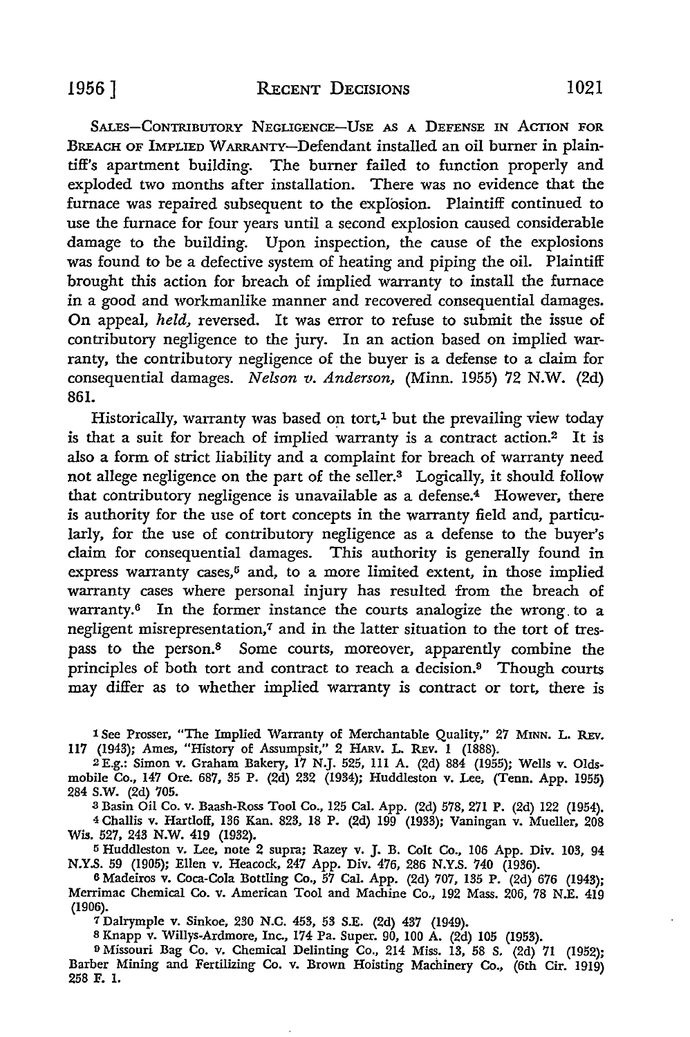SALES—CONTRIBUTORY NEGLIGENCE—USE AS A DEFENSE IN ACTION FOR BREACH OF IMPLIED WARRANTY—Defendant installed an oil burner in plaintiff's apartment building. The burner failed to function properly and exploded two months after installation. There was no evidence that the furnace was repaired subsequent to the explosion. Plaintiff continued to use the furnace for four years until a second explosion caused considerable damage to the building. Upon inspection, the cause of the explosions was found to be a defective system of heating and piping the oil. Plaintiff brought this action for breach of implied warranty to install the furnace in a good and workmanlike manner and recovered consequential damages. On appeal, *held,* reversed. It was error to refuse to submit the issue of contributory negligence to the jury. In an action based on implied warranty, the contributory negligence of the buyer is a defense to a claim for consequential damages. *Nelson v. Anderson,* (Minn. 1955) 72 N.W. (2d) 861.

Historically, warranty was based on tort,[1] but the prevailing view today is that a suit for breach of implied warranty is a contract action.[2] It is also a form of strict liability and a complaint for breach of warranty need not allege negligence on the part of the seller.[3] Logically, it should follow that contributory negligence is unavailable as a defense.[4] However, there is authority for the use of tort concepts in the warranty field and, particularly, for the use of contributory negligence as a defense to the buyer's claim for consequential damages. This authority is generally found in express warranty cases,[5] and, to a more limited extent, in those implied warranty cases where personal injury has resulted from the breach of warranty.[6] In the former instance the courts analogize the wrong to a negligent misrepresentation,[7] and in the latter situation to the tort of trespass to the person.[8] Some courts, moreover, apparently combine the principles of both tort and contract to reach a decision.[9] Though courts may differ as to whether implied warranty is contract or tort, there is

---

[1] See Prosser, "The Implied Warranty of Merchantable Quality," 27 MINN. L. REV. 117 (1943); Ames, "History of Assumpsit," 2 HARV. L. REV. 1 (1888).

[2] E.g.: Simon v. Graham Bakery, 17 N.J. 525, 111 A. (2d) 884 (1955); Wells v. Oldsmobile Co., 147 Ore. 687, 35 P. (2d) 232 (1934); Huddleston v. Lee, (Tenn. App. 1955) 284 S.W. (2d) 705.

[3] Basin Oil Co. v. Baash-Ross Tool Co., 125 Cal. App. (2d) 578, 271 P. (2d) 122 (1954).

[4] Challis v. Hartloff, 136 Kan. 823, 18 P. (2d) 199 (1933); Vaningan v. Mueller, 208 Wis. 527, 243 N.W. 419 (1932).

[5] Huddleston v. Lee, note 2 supra; Razey v. J. B. Colt Co., 106 App. Div. 103, 94 N.Y.S. 59 (1905); Ellen v. Heacock, 247 App. Div. 476, 286 N.Y.S. 740 (1936).

[6] Madeiros v. Coca-Cola Bottling Co., 57 Cal. App. (2d) 707, 135 P. (2d) 676 (1943); Merrimac Chemical Co. v. American Tool and Machine Co., 192 Mass. 206, 78 N.E. 419 (1906).

[7] Dalrymple v. Sinkoe, 230 N.C. 453, 53 S.E. (2d) 437 (1949).

[8] Knapp v. Willys-Ardmore, Inc., 174 Pa. Super. 90, 100 A. (2d) 105 (1953).

[9] Missouri Bag Co. v. Chemical Delinting Co., 214 Miss. 13, 58 S. (2d) 71 (1952); Barber Mining and Fertilizing Co. v. Brown Hoisting Machinery Co., (6th Cir. 1919) 258 F. 1.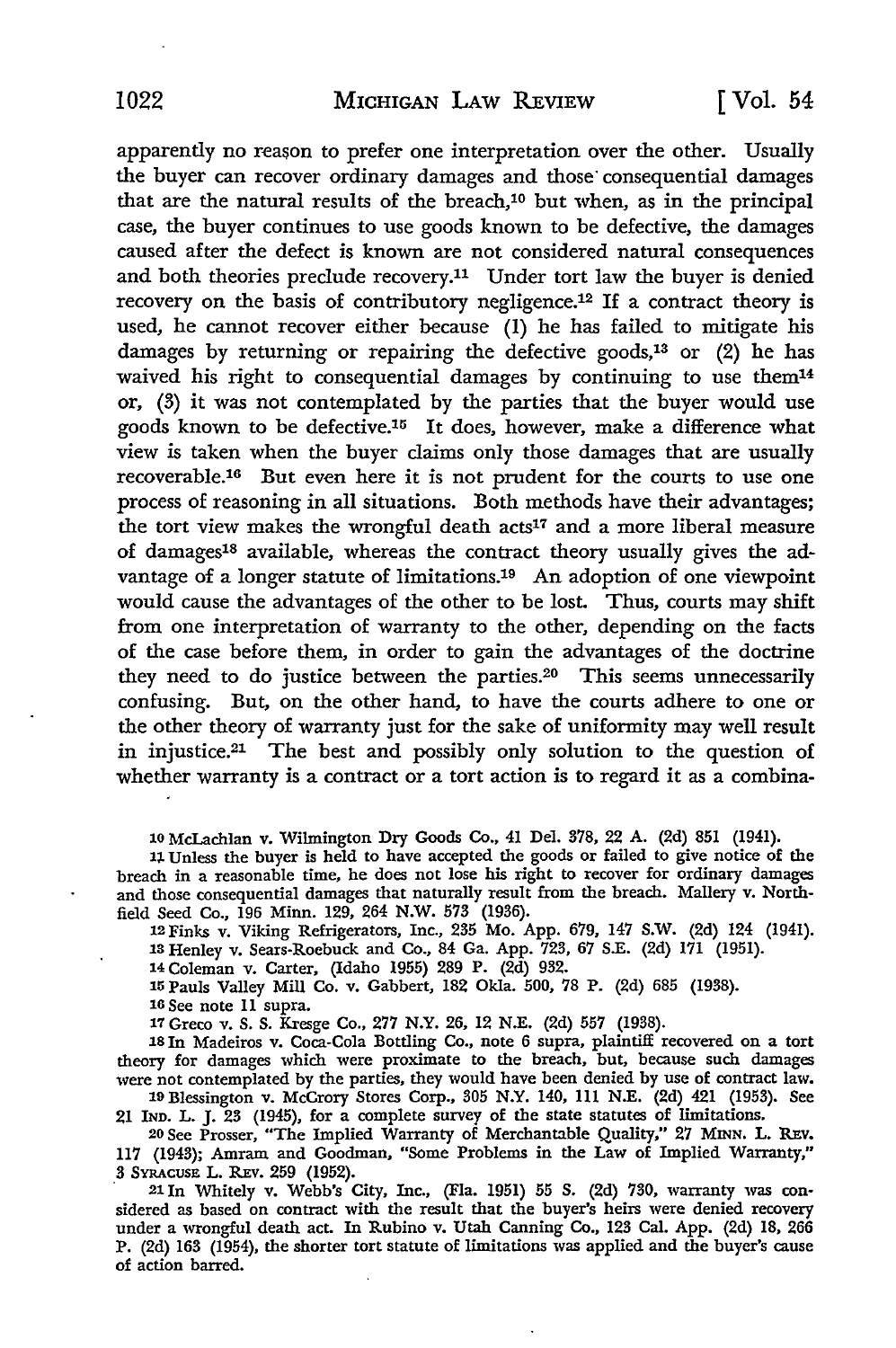apparently no reason to prefer one interpretation over the other. Usually the buyer can recover ordinary damages and those consequential damages that are the natural results of the breach,[10] but when, as in the principal case, the buyer continues to use goods known to be defective, the damages caused after the defect is known are not considered natural consequences and both theories preclude recovery.[11] Under tort law the buyer is denied recovery on the basis of contributory negligence.[12] If a contract theory is used, he cannot recover either because (1) he has failed to mitigate his damages by returning or repairing the defective goods,[13] or (2) he has waived his right to consequential damages by continuing to use them[14] or, (3) it was not contemplated by the parties that the buyer would use goods known to be defective.[15] It does, however, make a difference what view is taken when the buyer claims only those damages that are usually recoverable.[16] But even here it is not prudent for the courts to use one process of reasoning in all situations. Both methods have their advantages; the tort view makes the wrongful death acts[17] and a more liberal measure of damages[18] available, whereas the contract theory usually gives the advantage of a longer statute of limitations.[19] An adoption of one viewpoint would cause the advantages of the other to be lost. Thus, courts may shift from one interpretation of warranty to the other, depending on the facts of the case before them, in order to gain the advantages of the doctrine they need to do justice between the parties.[20] This seems unnecessarily confusing. But, on the other hand, to have the courts adhere to one or the other theory of warranty just for the sake of uniformity may well result in injustice.[21] The best and possibly only solution to the question of whether warranty is a contract or a tort action is to regard it as a combina-

---

10 McLachlan v. Wilmington Dry Goods Co., 41 Del. 378, 22 A. (2d) 851 (1941).

11 Unless the buyer is held to have accepted the goods or failed to give notice of the breach in a reasonable time, he does not lose his right to recover for ordinary damages and those consequential damages that naturally result from the breach. Mallery v. Northfield Seed Co., 196 Minn. 129, 264 N.W. 573 (1936).

12 Finks v. Viking Refrigerators, Inc., 235 Mo. App. 679, 147 S.W. (2d) 124 (1941).

13 Henley v. Sears-Roebuck and Co., 84 Ga. App. 723, 67 S.E. (2d) 171 (1951).

14 Coleman v. Carter, (Idaho 1955) 289 P. (2d) 932.

15 Pauls Valley Mill Co. v. Gabbert, 182 Okla. 500, 78 P. (2d) 685 (1938).

16 See note 11 supra.

17 Greco v. S. S. Kresge Co., 277 N.Y. 26, 12 N.E. (2d) 557 (1938).

18 In Madeiros v. Coca-Cola Bottling Co., note 6 supra, plaintiff recovered on a tort theory for damages which were proximate to the breach, but, because such damages were not contemplated by the parties, they would have been denied by use of contract law.

19 Blessington v. McCrory Stores Corp., 305 N.Y. 140, 111 N.E. (2d) 421 (1953). See 21 IND. L. J. 23 (1945), for a complete survey of the state statutes of limitations.

20 See Prosser, "The Implied Warranty of Merchantable Quality," 27 MINN. L. REV. 117 (1943); Amram and Goodman, "Some Problems in the Law of Implied Warranty," 3 SYRACUSE L. REV. 259 (1952).

21 In Whitely v. Webb's City, Inc., (Fla. 1951) 55 S. (2d) 730, warranty was considered as based on contract with the result that the buyer's heirs were denied recovery under a wrongful death act. In Rubino v. Utah Canning Co., 123 Cal. App. (2d) 18, 266 P. (2d) 163 (1954), the shorter tort statute of limitations was applied and the buyer's cause of action barred.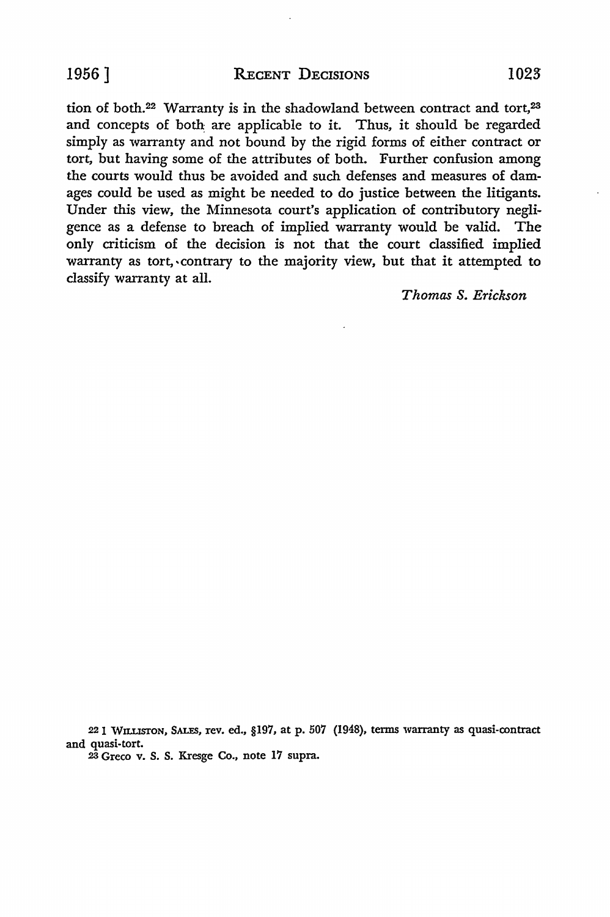tion of both.[22] Warranty is in the shadowland between contract and tort,[23] and concepts of both are applicable to it. Thus, it should be regarded simply as warranty and not bound by the rigid forms of either contract or tort, but having some of the attributes of both. Further confusion among the courts would thus be avoided and such defenses and measures of damages could be used as might be needed to do justice between the litigants. Under this view, the Minnesota court's application of contributory negligence as a defense to breach of implied warranty would be valid. The only criticism of the decision is not that the court classified implied warranty as tort, contrary to the majority view, but that it attempted to classify warranty at all.

*Thomas S. Erickson*

---

[22] 1 WILLISTON, SALES, rev. ed., §197, at p. 507 (1948), terms warranty as quasi-contract and quasi-tort.

[23] Greco v. S. S. Kresge Co., note 17 supra.